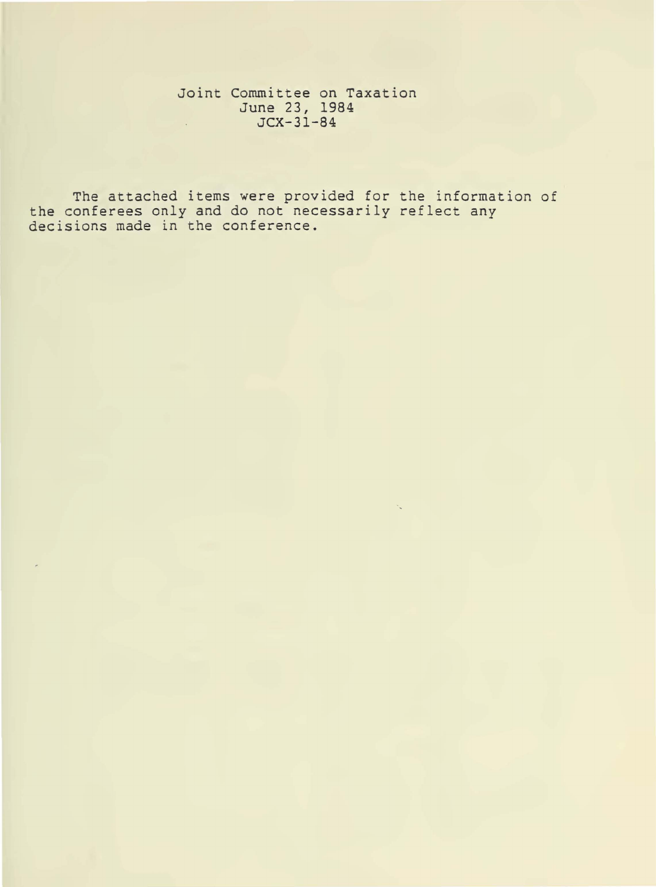Joint Committee on Taxation
June 23, 1984
JCX-31-84

The attached items were provided for the information of the conferees only and do not necessarily reflect any decisions made in the conference.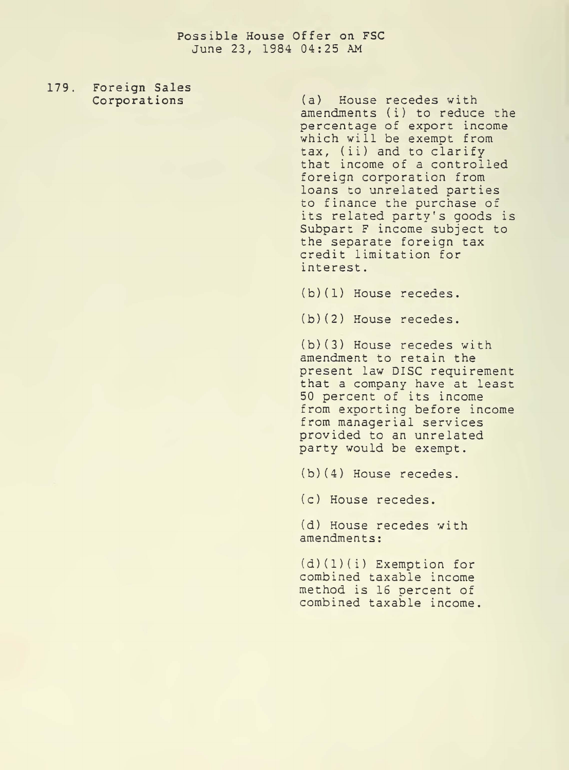Possible House Offer on FSC
June 23, 1984 04:25 AM

179. Foreign Sales Corporations

(a) House recedes with amendments (i) to reduce the percentage of export income which will be exempt from tax, (ii) and to clarify that income of a controlled foreign corporation from loans to unrelated parties to finance the purchase of its related party's goods is Subpart F income subject to the separate foreign tax credit limitation for interest.

(b)(1) House recedes.

(b)(2) House recedes.

(b)(3) House recedes with amendment to retain the present law DISC requirement that a company have at least 50 percent of its income from exporting before income from managerial services provided to an unrelated party would be exempt.

(b)(4) House recedes.

(c) House recedes.

(d) House recedes with amendments:

(d)(1)(i) Exemption for combined taxable income method is 16 percent of combined taxable income.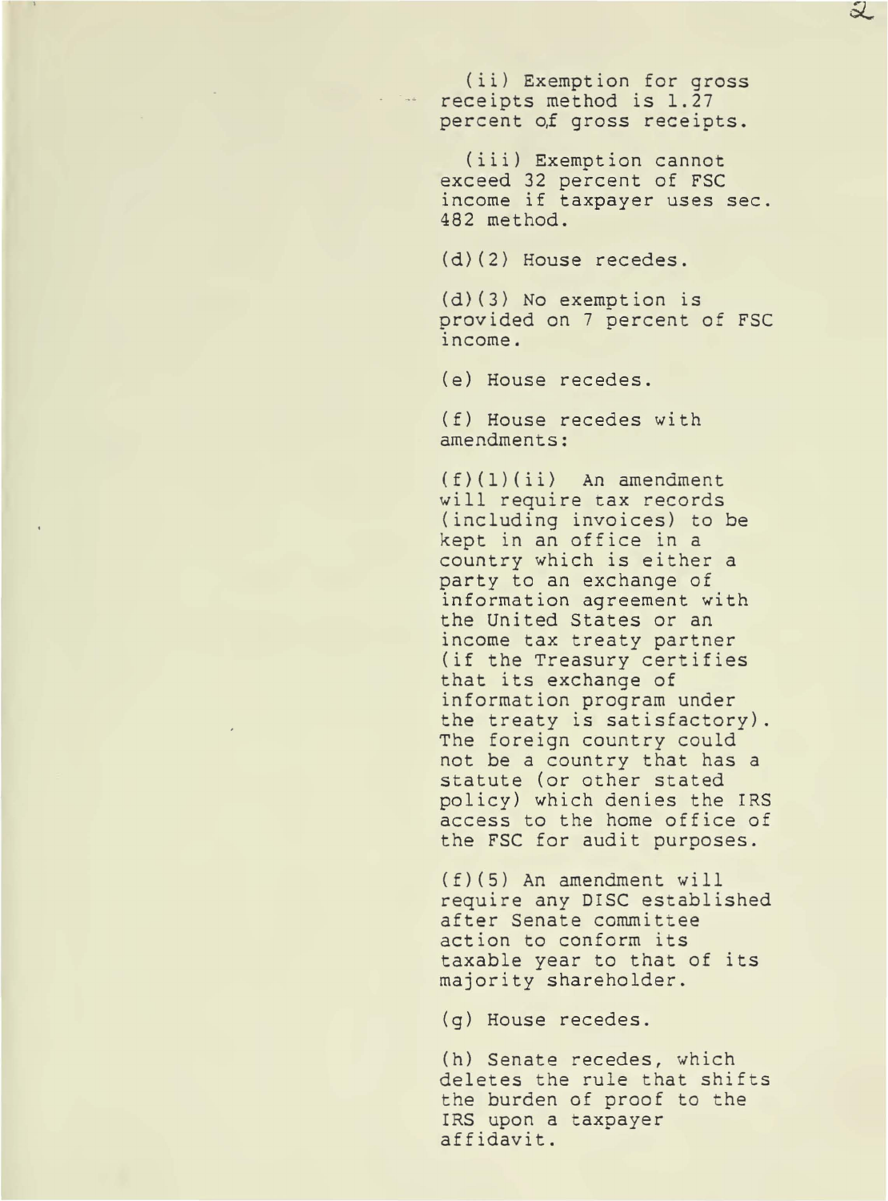(ii) Exemption for gross receipts method is 1.27 percent of gross receipts.

(iii) Exemption cannot exceed 32 percent of FSC income if taxpayer uses sec. 482 method.

(d)(2) House recedes.

(d)(3) No exemption is provided on 7 percent of FSC income.

(e) House recedes.

(f) House recedes with amendments:

(f)(1)(ii) An amendment will require tax records (including invoices) to be kept in an office in a country which is either a party to an exchange of information agreement with the United States or an income tax treaty partner (if the Treasury certifies that its exchange of information program under the treaty is satisfactory). The foreign country could not be a country that has a statute (or other stated policy) which denies the IRS access to the home office of the FSC for audit purposes.

(f)(5) An amendment will require any DISC established after Senate committee action to conform its taxable year to that of its majority shareholder.

(g) House recedes.

(h) Senate recedes, which deletes the rule that shifts the burden of proof to the IRS upon a taxpayer affidavit.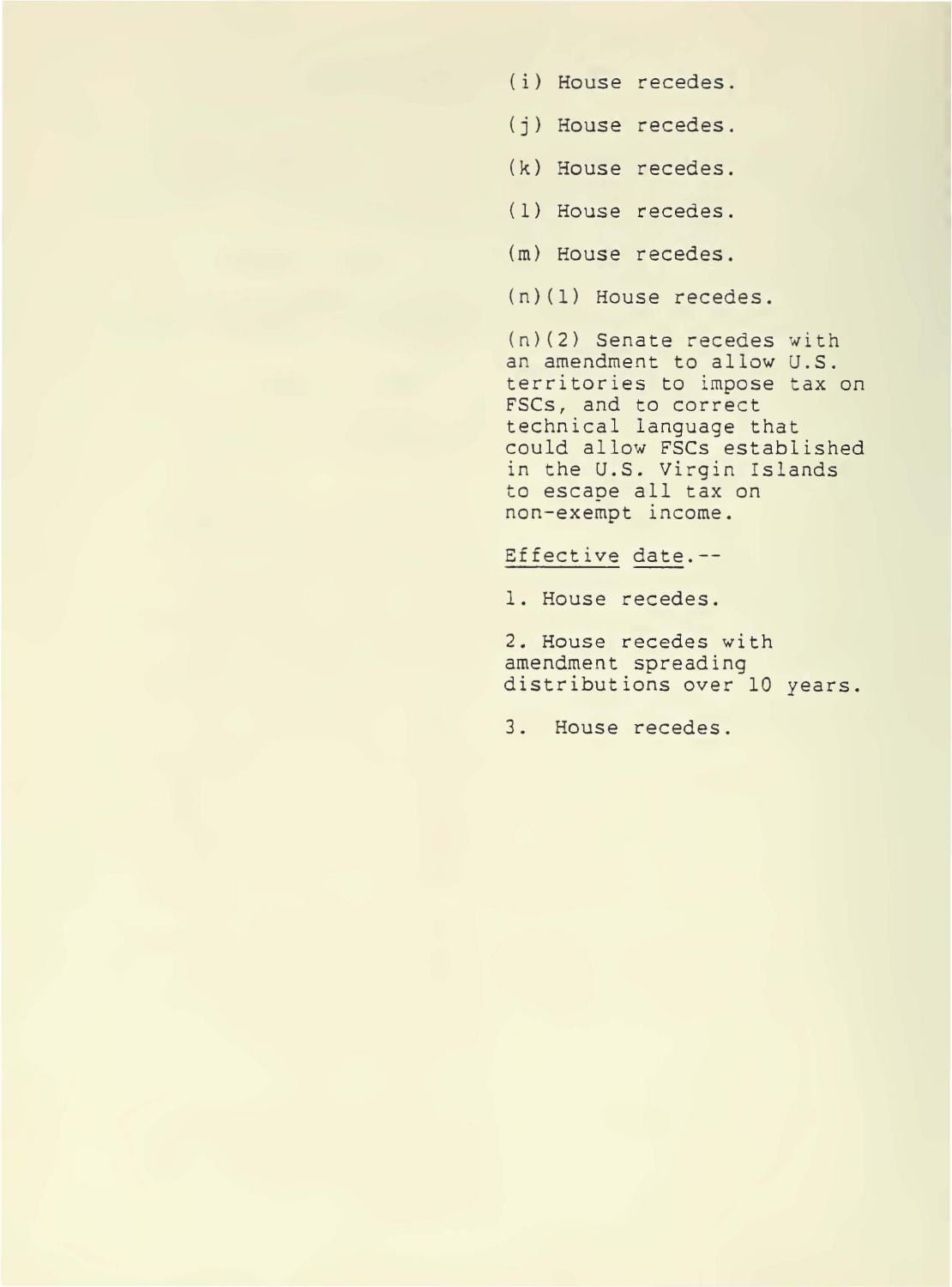(i) House recedes.

(j) House recedes.

(k) House recedes.

(l) House recedes.

(m) House recedes.

(n)(1) House recedes.

(n)(2) Senate recedes with an amendment to allow U.S. territories to impose tax on FSCs, and to correct technical language that could allow FSCs established in the U.S. Virgin Islands to escape all tax on non-exempt income.

Effective date.--

1. House recedes.

2. House recedes with amendment spreading distributions over 10 years.

3. House recedes.